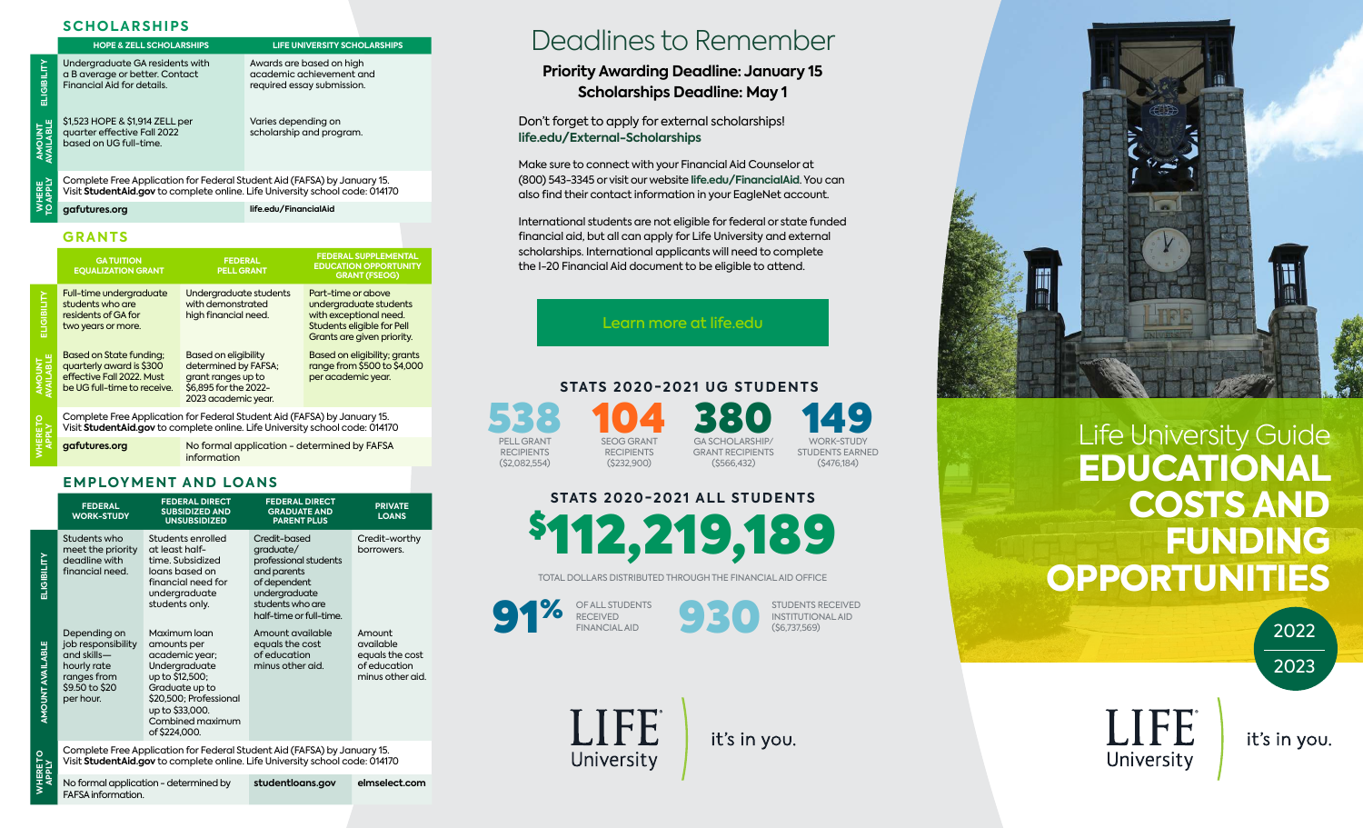## SCHOLARSHIPS

| | HOPE & ZELL SCHOLARSHIPS | LIFE UNIVERSITY SCHOLARSHIPS |
|---|---|---|
| ELIGIBILITY | Undergraduate GA residents with a B average or better. Contact Financial Aid for details. | Awards are based on high academic achievement and required essay submission. |
| AMOUNT AVAILABLE | $1,523 HOPE & $1,914 ZELL per quarter effective Fall 2022 based on UG full-time. | Varies depending on scholarship and program. |
| WHERE TO APPLY | Complete Free Application for Federal Student Aid (FAFSA) by January 15. Visit **StudentAid.gov** to complete online. Life University school code: 014170 | |
| | **gafutures.org** | **life.edu/FinancialAid** |

## GRANTS

| | GA TUITION EQUALIZATION GRANT | FEDERAL PELL GRANT | FEDERAL SUPPLEMENTAL EDUCATION OPPORTUNITY GRANT (FSEOG) |
|---|---|---|---|
| ELIGIBILITY | Full-time undergraduate students who are residents of GA for two years or more. | Undergraduate students with demonstrated high financial need. | Part-time or above undergraduate students with exceptional need. Students eligible for Pell Grants are given priority. |
| AMOUNT AVAILABLE | Based on State funding; quarterly award is $300 effective Fall 2022. Must be UG full-time to receive. | Based on eligibility determined by FAFSA; grant ranges up to $6,895 for the 2022-2023 academic year. | Based on eligibility; grants range from $500 to $4,000 per academic year. |
| WHERE TO APPLY | Complete Free Application for Federal Student Aid (FAFSA) by January 15. Visit **StudentAid.gov** to complete online. Life University school code: 014170 | | |
| | **gafutures.org** | No formal application - determined by FAFSA information | |

## EMPLOYMENT AND LOANS

| | FEDERAL WORK-STUDY | FEDERAL DIRECT SUBSIDIZED AND UNSUBSIDIZED | FEDERAL DIRECT GRADUATE AND PARENT PLUS | PRIVATE LOANS |
|---|---|---|---|---|
| ELIGIBILITY | Students who meet the priority deadline with financial need. | Students enrolled at least half-time. Subsidized loans based on financial need for undergraduate students only. | Credit-based graduate/professional students and parents of dependent undergraduate students who are half-time or full-time. | Credit-worthy borrowers. |
| AMOUNT AVAILABLE | Depending on job responsibility and skills—hourly rate ranges from $9.50 to $20 per hour. | Maximum loan amounts per academic year; Undergraduate up to $12,500; Graduate up to $20,500; Professional up to $33,000. Combined maximum of $224,000. | Amount available equals the cost of education minus other aid. | Amount available equals the cost of education minus other aid. |
| WHERE TO APPLY | Complete Free Application for Federal Student Aid (FAFSA) by January 15. Visit **StudentAid.gov** to complete online. Life University school code: 014170 | | | |
| | No formal application - determined by FAFSA information. | | **studentloans.gov** | **elmselect.com** |

# Deadlines to Remember

**Priority Awarding Deadline: January 15**
**Scholarships Deadline: May 1**

Don't forget to apply for external scholarships!
**life.edu/External-Scholarships**

Make sure to connect with your Financial Aid Counselor at (800) 543-3345 or visit our website **life.edu/FinancialAid**. You can also find their contact information in your EagleNet account.

International students are not eligible for federal or state funded financial aid, but all can apply for Life University and external scholarships. International applicants will need to complete the I-20 Financial Aid document to be eligible to attend.

Learn more at life.edu

## STATS 2020-2021 UG STUDENTS

- **538** PELL GRANT RECIPIENTS ($2,082,554)
- **104** SEOG GRANT RECIPIENTS ($232,900)
- **380** GA SCHOLARSHIP/ GRANT RECIPIENTS ($566,432)
- **149** WORK-STUDY STUDENTS EARNED ($476,184)

## STATS 2020-2021 ALL STUDENTS

**$112,219,189**

TOTAL DOLLARS DISTRIBUTED THROUGH THE FINANCIAL AID OFFICE

- **91%** OF ALL STUDENTS RECEIVED FINANCIAL AID
- **930** STUDENTS RECEIVED INSTITUTIONAL AID ($6,737,569)

LIFE University — it's in you.

# Life University Guide EDUCATIONAL COSTS AND FUNDING OPPORTUNITIES

2022
2023

LIFE University — it's in you.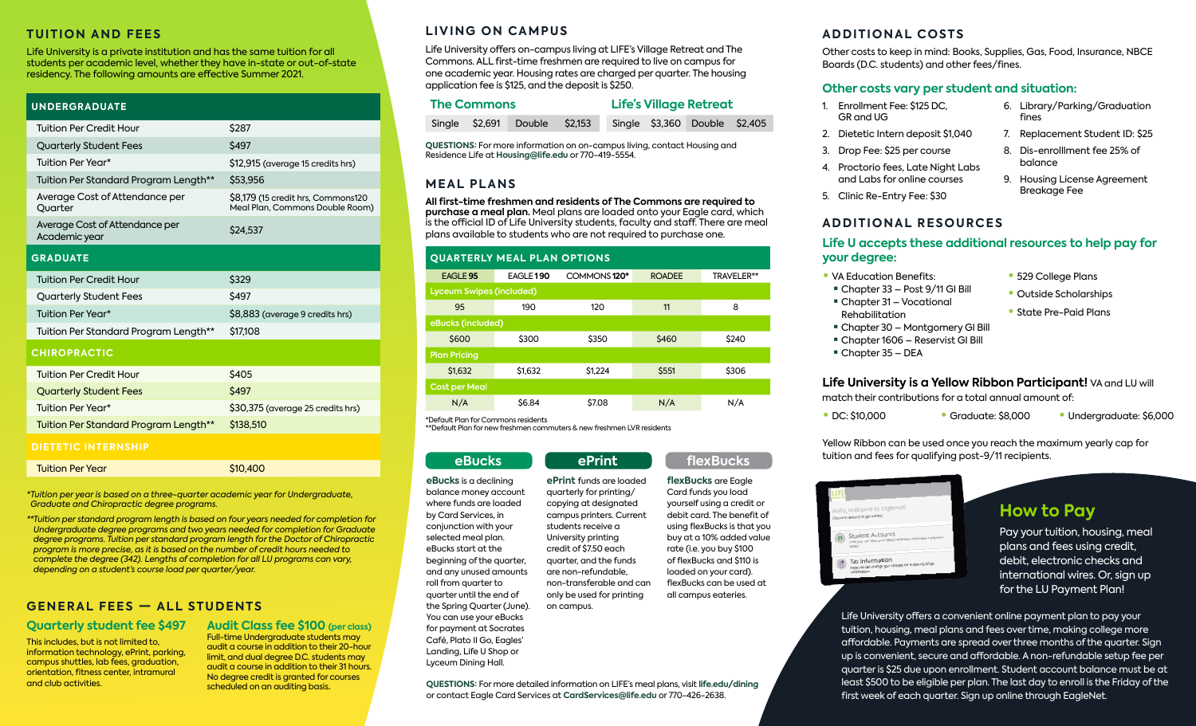## TUITION AND FEES

Life University is a private institution and has the same tuition for all students per academic level, whether they have in-state or out-of-state residency. The following amounts are effective Summer 2021.

| | |
|---|---|
| **UNDERGRADUATE** | |
| Tuition Per Credit Hour | $287 |
| Quarterly Student Fees | $497 |
| Tuition Per Year* | $12,915 (average 15 credits hrs) |
| Tuition Per Standard Program Length** | $53,956 |
| Average Cost of Attendance per Quarter | $8,179 (15 credit hrs, Commons120 Meal Plan, Commons Double Room) |
| Average Cost of Attendance per Academic year | $24,537 |
| **GRADUATE** | |
| Tuition Per Credit Hour | $329 |
| Quarterly Student Fees | $497 |
| Tuition Per Year* | $8,883 (average 9 credits hrs) |
| Tuition Per Standard Program Length** | $17,108 |
| **CHIROPRACTIC** | |
| Tuition Per Credit Hour | $405 |
| Quarterly Student Fees | $497 |
| Tuition Per Year* | $30,375 (average 25 credits hrs) |
| Tuition Per Standard Program Length** | $138,510 |
| **DIETETIC INTERNSHIP** | |
| Tuition Per Year | $10,400 |

*\*Tuition per year is based on a three-quarter academic year for Undergraduate, Graduate and Chiropractic degree programs.*

*\*\*Tuition per standard program length is based on four years needed for completion for Undergraduate degree programs and two years needed for completion for Graduate degree programs. Tuition per standard program length for the Doctor of Chiropractic program is more precise, as it is based on the number of credit hours needed to complete the degree (342). Lengths of completion for all LU programs can vary, depending on a student's course load per quarter/year.*

## GENERAL FEES — ALL STUDENTS

### Quarterly student fee $497

This includes, but is not limited to, information technology, ePrint, parking, campus shuttles, lab fees, graduation, orientation, fitness center, intramural and club activities.

### Audit Class fee $100 (per class)

Full-time Undergraduate students may audit a course in addition to their 20-hour limit, and dual degree D.C. students may audit a course in addition to their 31 hours. No degree credit is granted for courses scheduled on an auditing basis.

## LIVING ON CAMPUS

Life University offers on-campus living at LIFE's Village Retreat and The Commons. ALL first-time freshmen are required to live on campus for one academic year. Housing rates are charged per quarter. The housing application fee is $125, and the deposit is $250.

| The Commons | | | | Life's Village Retreat | | | |
|---|---|---|---|---|---|---|---|
| Single | $2,691 | Double | $2,153 | Single | $3,360 | Double | $2,405 |

**QUESTIONS:** For more information on on-campus living, contact Housing and Residence Life at **Housing@life.edu** or 770-419-5554.

## MEAL PLANS

**All first-time freshmen and residents of The Commons are required to purchase a meal plan.** Meal plans are loaded onto your Eagle card, which is the official ID of Life University students, faculty and staff. There are meal plans available to students who are not required to purchase one.

| QUARTERLY MEAL PLAN OPTIONS | | | | |
|---|---|---|---|---|
| EAGLE **95** | EAGLE **190** | COMMONS **120*** | ROADEE | TRAVELER** |
| **Lyceum Swipes (included)** | | | | |
| 95 | 190 | 120 | 11 | 8 |
| **eBucks (included)** | | | | |
| $600 | $300 | $350 | $460 | $240 |
| **Plan Pricing** | | | | |
| $1,632 | $1,632 | $1,224 | $551 | $306 |
| **Cost per Meal** | | | | |
| N/A | $6.84 | $7.08 | N/A | N/A |

\*Default Plan for Commons residents
\*\*Default Plan for new freshmen commuters & new freshmen LVR residents

### eBucks

**eBucks** is a declining balance money account where funds are loaded by Card Services, in conjunction with your selected meal plan. eBucks start at the beginning of the quarter, and any unused amounts roll from quarter to quarter until the end of the Spring Quarter (June). You can use your eBucks for payment at Socrates Café, Plato II Go, Eagles' Landing, Life U Shop or Lyceum Dining Hall.

### ePrint

**ePrint** funds are loaded quarterly for printing/copying at designated campus printers. Current students receive a University printing credit of $7.50 each quarter, and the funds are non-refundable, non-transferable and can only be used for printing on campus.

### flexBucks

**flexBucks** are Eagle Card funds you load yourself using a credit or debit card. The benefit of using flexBucks is that you buy at a 10% added value rate (i.e. you buy $100 of flexBucks and $110 is loaded on your card). flexBucks can be used at all campus eateries.

**QUESTIONS:** For more detailed information on LIFE's meal plans, visit **life.edu/dining** or contact Eagle Card Services at **CardServices@life.edu** or 770-426-2638.

## ADDITIONAL COSTS

Other costs to keep in mind: Books, Supplies, Gas, Food, Insurance, NBCE Boards (D.C. students) and other fees/fines.

### Other costs vary per student and situation:

1. Enrollment Fee: $125 DC, GR and UG
2. Dietetic Intern deposit $1,040
3. Drop Fee: $25 per course
4. Proctorio fees, Late Night Labs and Labs for online courses
5. Clinic Re-Entry Fee: $30
6. Library/Parking/Graduation fines
7. Replacement Student ID: $25
8. Dis-enrolllment fee 25% of balance
9. Housing License Agreement Breakage Fee

## ADDITIONAL RESOURCES

### Life U accepts these additional resources to help pay for your degree:

- VA Education Benefits:
  - Chapter 33 – Post 9/11 GI Bill
  - Chapter 31 – Vocational Rehabilitation
  - Chapter 30 – Montgomery GI Bill
  - Chapter 1606 – Reservist GI Bill
  - Chapter 35 – DEA
- 529 College Plans
- Outside Scholarships
- State Pre-Paid Plans

**Life University is a Yellow Ribbon Participant!** VA and LU will match their contributions for a total annual amount of:

- DC: $10,000
- Graduate: $8,000
- Undergraduate: $6,000

Yellow Ribbon can be used once you reach the maximum yearly cap for tuition and fees for qualifying post-9/11 recipients.

## How to Pay

Pay your tuition, housing, meal plans and fees using credit, debit, electronic checks and international wires. Or, sign up for the LU Payment Plan!

Life University offers a convenient online payment plan to pay your tuition, housing, meal plans and fees over time, making college more affordable. Payments are spread over three months of the quarter. Sign up is convenient, secure and affordable. A non-refundable setup fee per quarter is $25 due upon enrollment. Student account balance must be at least $500 to be eligible per plan. The last day to enroll is the Friday of the first week of each quarter. Sign up online through EagleNet.